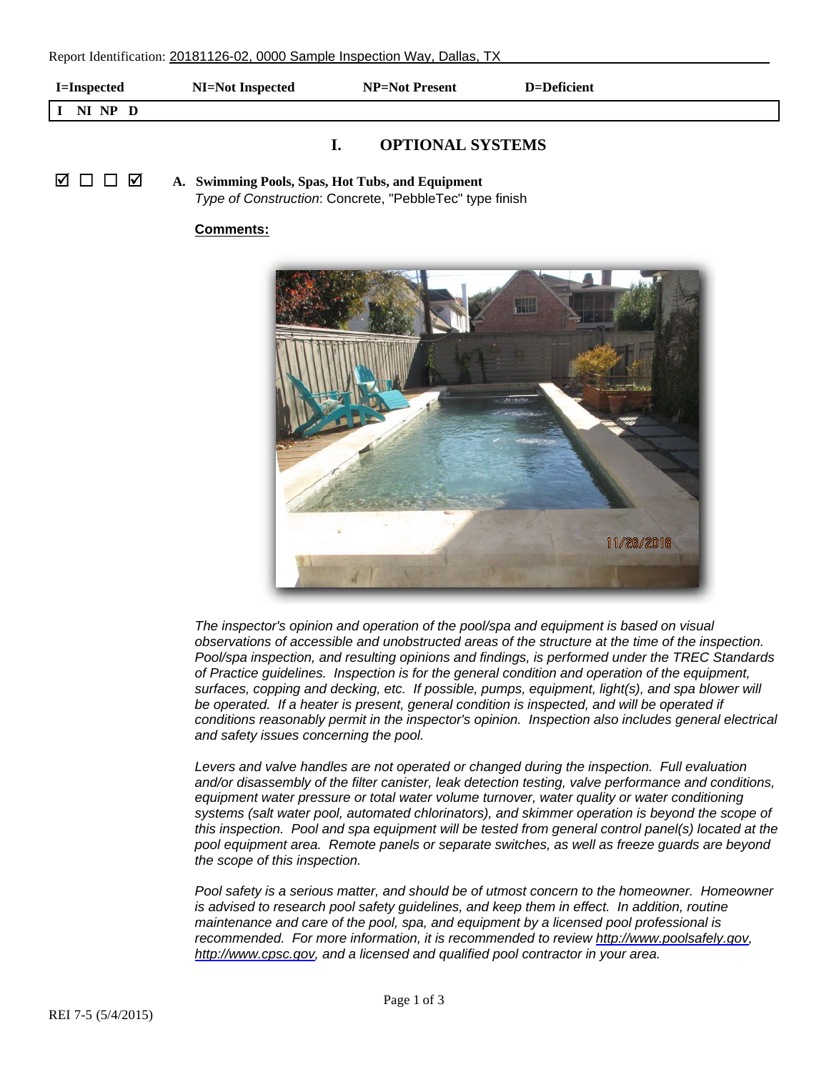Report Identification: 20181126-02, 0000 Sample Inspection Way, Dallas, TX

**I=Inspected** **NI=Not Inspected** **NP=Not Present** **D=Deficient**

**I NI NP D**

# I. OPTIONAL SYSTEMS

☑ ☐ ☐ ☑ **A. Swimming Pools, Spas, Hot Tubs, and Equipment**

*Type of Construction*: Concrete, "PebbleTec" type finish

**Comments:**

*The inspector's opinion and operation of the pool/spa and equipment is based on visual observations of accessible and unobstructed areas of the structure at the time of the inspection. Pool/spa inspection, and resulting opinions and findings, is performed under the TREC Standards of Practice guidelines. Inspection is for the general condition and operation of the equipment, surfaces, copping and decking, etc. If possible, pumps, equipment, light(s), and spa blower will be operated. If a heater is present, general condition is inspected, and will be operated if conditions reasonably permit in the inspector's opinion. Inspection also includes general electrical and safety issues concerning the pool.*

*Levers and valve handles are not operated or changed during the inspection. Full evaluation and/or disassembly of the filter canister, leak detection testing, valve performance and conditions, equipment water pressure or total water volume turnover, water quality or water conditioning systems (salt water pool, automated chlorinators), and skimmer operation is beyond the scope of this inspection. Pool and spa equipment will be tested from general control panel(s) located at the pool equipment area. Remote panels or separate switches, as well as freeze guards are beyond the scope of this inspection.*

*Pool safety is a serious matter, and should be of utmost concern to the homeowner. Homeowner is advised to research pool safety guidelines, and keep them in effect. In addition, routine maintenance and care of the pool, spa, and equipment by a licensed pool professional is recommended. For more information, it is recommended to review http://www.poolsafely.gov, http://www.cpsc.gov, and a licensed and qualified pool contractor in your area.*

REI 7-5 (5/4/2015)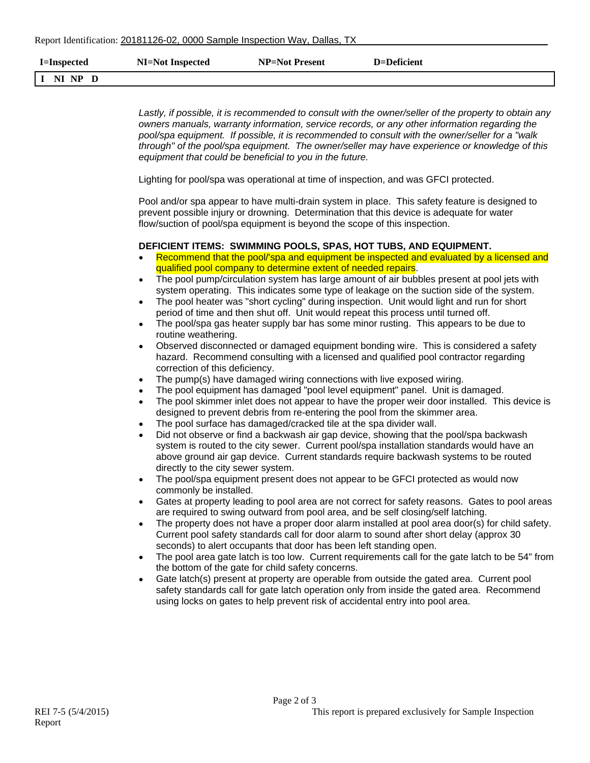| I=Inspected | NI=Not Inspected | NP=Not Present | D=Deficient |
| --- | --- | --- | --- |

I NI NP D

*Lastly, if possible, it is recommended to consult with the owner/seller of the property to obtain any owners manuals, warranty information, service records, or any other information regarding the pool/spa equipment. If possible, it is recommended to consult with the owner/seller for a "walk through" of the pool/spa equipment. The owner/seller may have experience or knowledge of this equipment that could be beneficial to you in the future.*

Lighting for pool/spa was operational at time of inspection, and was GFCI protected.

Pool and/or spa appear to have multi-drain system in place. This safety feature is designed to prevent possible injury or drowning. Determination that this device is adequate for water flow/suction of pool/spa equipment is beyond the scope of this inspection.

**DEFICIENT ITEMS: SWIMMING POOLS, SPAS, HOT TUBS, AND EQUIPMENT.**

- Recommend that the pool/'spa and equipment be inspected and evaluated by a licensed and qualified pool company to determine extent of needed repairs.
- The pool pump/circulation system has large amount of air bubbles present at pool jets with system operating. This indicates some type of leakage on the suction side of the system.
- The pool heater was "short cycling" during inspection. Unit would light and run for short period of time and then shut off. Unit would repeat this process until turned off.
- The pool/spa gas heater supply bar has some minor rusting. This appears to be due to routine weathering.
- Observed disconnected or damaged equipment bonding wire. This is considered a safety hazard. Recommend consulting with a licensed and qualified pool contractor regarding correction of this deficiency.
- The pump(s) have damaged wiring connections with live exposed wiring.
- The pool equipment has damaged "pool level equipment" panel. Unit is damaged.
- The pool skimmer inlet does not appear to have the proper weir door installed. This device is designed to prevent debris from re-entering the pool from the skimmer area.
- The pool surface has damaged/cracked tile at the spa divider wall.
- Did not observe or find a backwash air gap device, showing that the pool/spa backwash system is routed to the city sewer. Current pool/spa installation standards would have an above ground air gap device. Current standards require backwash systems to be routed directly to the city sewer system.
- The pool/spa equipment present does not appear to be GFCI protected as would now commonly be installed.
- Gates at property leading to pool area are not correct for safety reasons. Gates to pool areas are required to swing outward from pool area, and be self closing/self latching.
- The property does not have a proper door alarm installed at pool area door(s) for child safety. Current pool safety standards call for door alarm to sound after short delay (approx 30 seconds) to alert occupants that door has been left standing open.
- The pool area gate latch is too low. Current requirements call for the gate latch to be 54" from the bottom of the gate for child safety concerns.
- Gate latch(s) present at property are operable from outside the gated area. Current pool safety standards call for gate latch operation only from inside the gated area. Recommend using locks on gates to help prevent risk of accidental entry into pool area.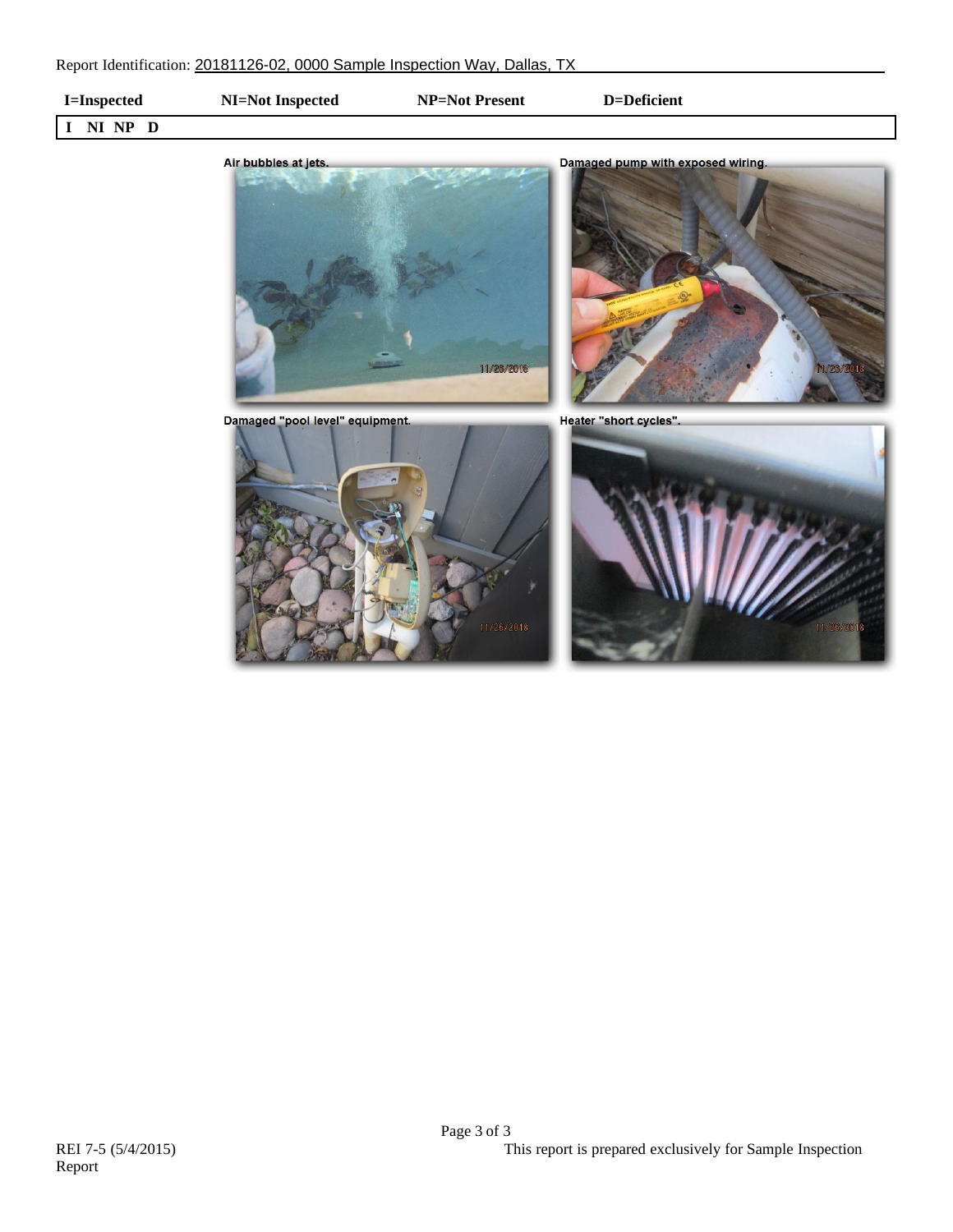Report Identification: 20181126-02, 0000 Sample Inspection Way, Dallas, TX

**I=Inspected** **NI=Not Inspected** **NP=Not Present** **D=Deficient**

| I | NI | NP | D |
|---|---|---|---|

Air bubbles at jets.

Damaged pump with exposed wiring.

Damaged "pool level" equipment.

Heater "short cycles".